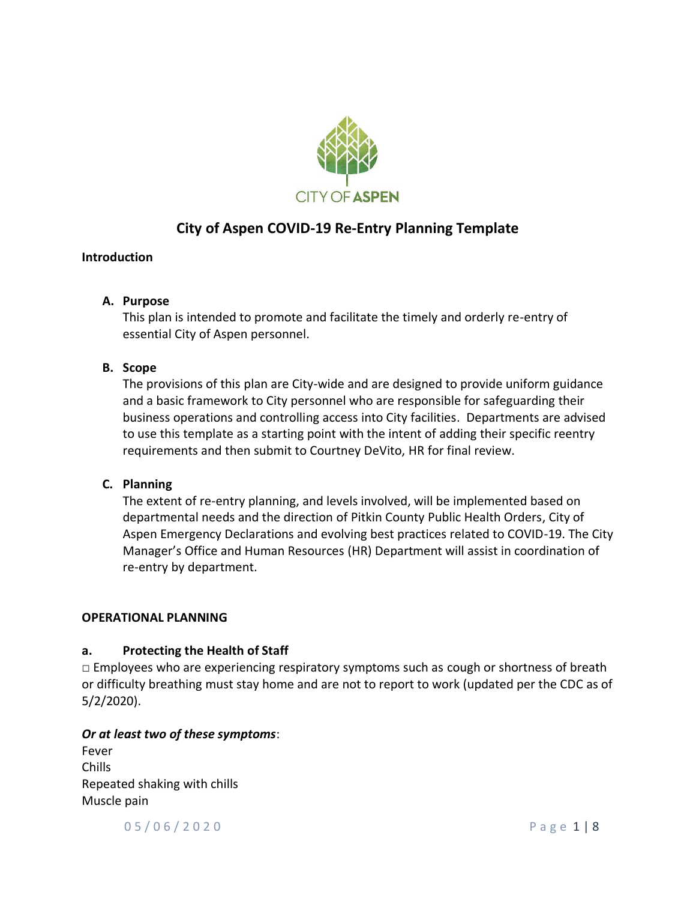CITY OF ASPEN

# City of Aspen COVID-19 Re-Entry Planning Template

## Introduction

### A. Purpose

This plan is intended to promote and facilitate the timely and orderly re-entry of essential City of Aspen personnel.

### B. Scope

The provisions of this plan are City-wide and are designed to provide uniform guidance and a basic framework to City personnel who are responsible for safeguarding their business operations and controlling access into City facilities. Departments are advised to use this template as a starting point with the intent of adding their specific reentry requirements and then submit to Courtney DeVito, HR for final review.

### C. Planning

The extent of re-entry planning, and levels involved, will be implemented based on departmental needs and the direction of Pitkin County Public Health Orders, City of Aspen Emergency Declarations and evolving best practices related to COVID-19. The City Manager's Office and Human Resources (HR) Department will assist in coordination of re-entry by department.

## OPERATIONAL PLANNING

### a. Protecting the Health of Staff

□ Employees who are experiencing respiratory symptoms such as cough or shortness of breath or difficulty breathing must stay home and are not to report to work (updated per the CDC as of 5/2/2020).

***Or at least two of these symptoms***:

Fever
Chills
Repeated shaking with chills
Muscle pain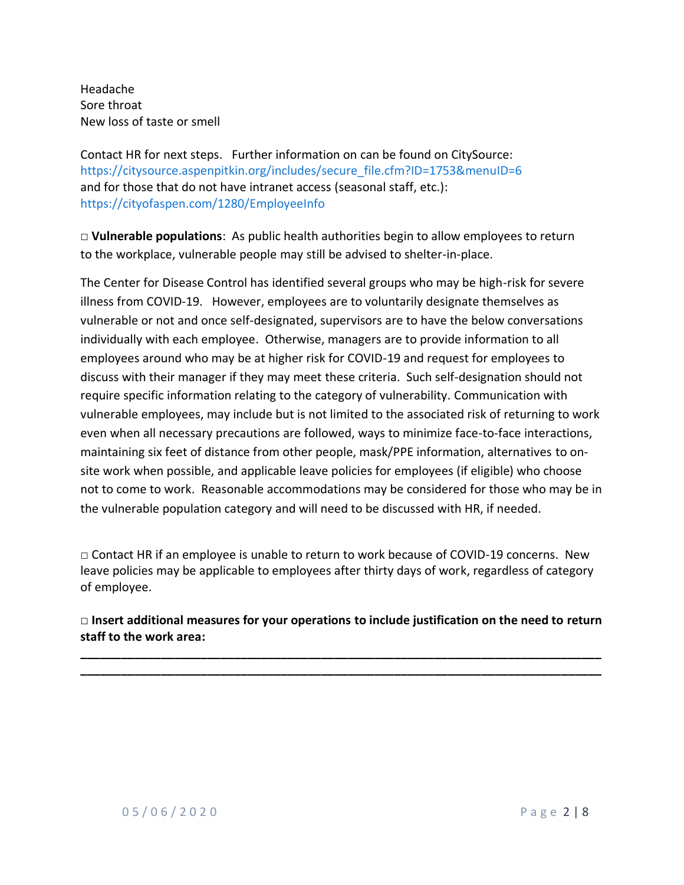Headache
Sore throat
New loss of taste or smell

Contact HR for next steps. Further information on can be found on CitySource: https://citysource.aspenpitkin.org/includes/secure_file.cfm?ID=1753&menuID=6 and for those that do not have intranet access (seasonal staff, etc.): https://cityofaspen.com/1280/EmployeeInfo

□ **Vulnerable populations**: As public health authorities begin to allow employees to return to the workplace, vulnerable people may still be advised to shelter-in-place.

The Center for Disease Control has identified several groups who may be high-risk for severe illness from COVID-19. However, employees are to voluntarily designate themselves as vulnerable or not and once self-designated, supervisors are to have the below conversations individually with each employee. Otherwise, managers are to provide information to all employees around who may be at higher risk for COVID-19 and request for employees to discuss with their manager if they may meet these criteria. Such self-designation should not require specific information relating to the category of vulnerability. Communication with vulnerable employees, may include but is not limited to the associated risk of returning to work even when all necessary precautions are followed, ways to minimize face-to-face interactions, maintaining six feet of distance from other people, mask/PPE information, alternatives to on-site work when possible, and applicable leave policies for employees (if eligible) who choose not to come to work. Reasonable accommodations may be considered for those who may be in the vulnerable population category and will need to be discussed with HR, if needed.

□ Contact HR if an employee is unable to return to work because of COVID-19 concerns. New leave policies may be applicable to employees after thirty days of work, regardless of category of employee.

□ **Insert additional measures for your operations to include justification on the need to return staff to the work area:**

______________________________________________________________________________
______________________________________________________________________________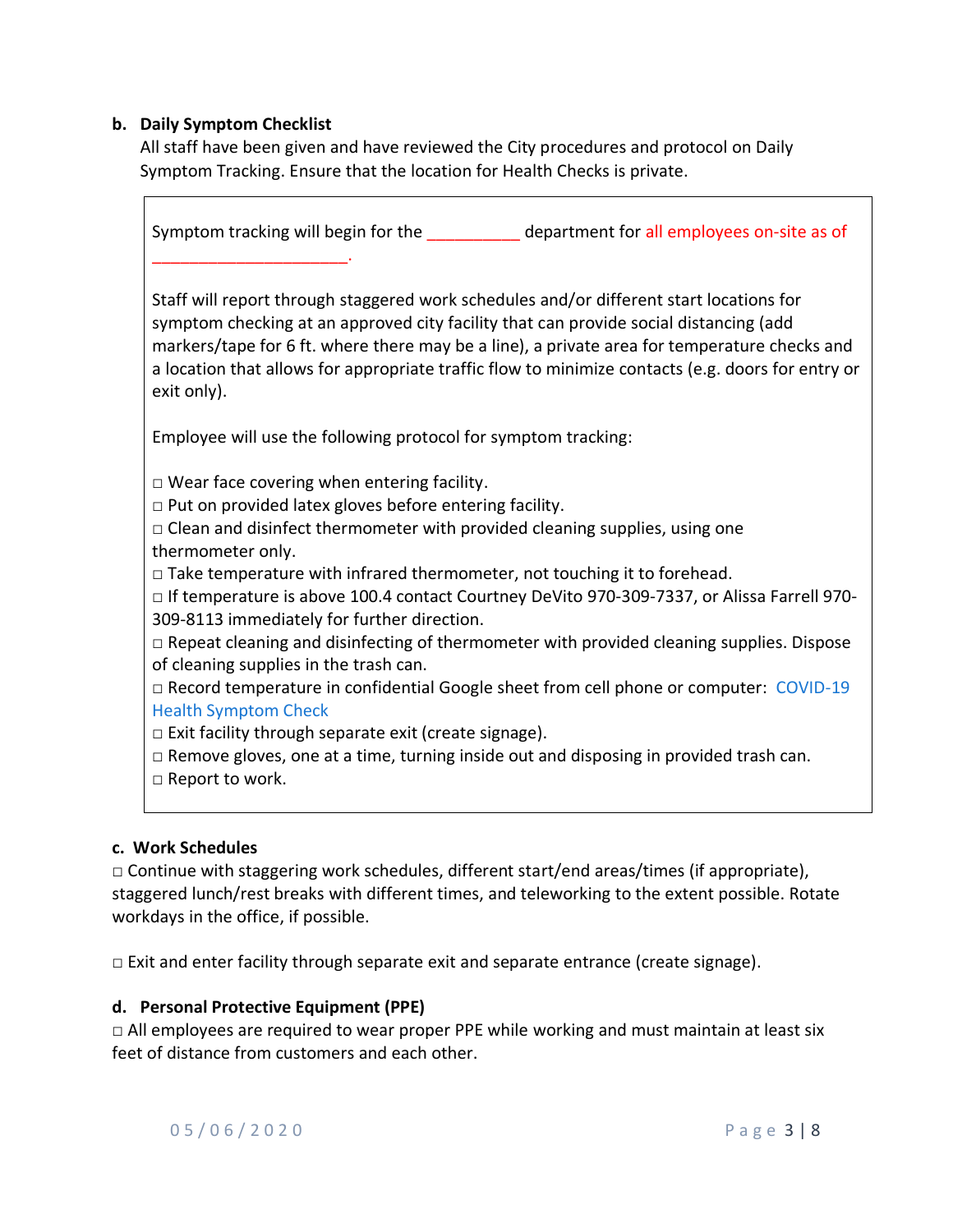**b. Daily Symptom Checklist**

All staff have been given and have reviewed the City procedures and protocol on Daily Symptom Tracking. Ensure that the location for Health Checks is private.

Symptom tracking will begin for the __________ department for all employees on-site as of ______________________.

Staff will report through staggered work schedules and/or different start locations for symptom checking at an approved city facility that can provide social distancing (add markers/tape for 6 ft. where there may be a line), a private area for temperature checks and a location that allows for appropriate traffic flow to minimize contacts (e.g. doors for entry or exit only).

Employee will use the following protocol for symptom tracking:

□ Wear face covering when entering facility.
□ Put on provided latex gloves before entering facility.
□ Clean and disinfect thermometer with provided cleaning supplies, using one thermometer only.
□ Take temperature with infrared thermometer, not touching it to forehead.
□ If temperature is above 100.4 contact Courtney DeVito 970-309-7337, or Alissa Farrell 970-309-8113 immediately for further direction.
□ Repeat cleaning and disinfecting of thermometer with provided cleaning supplies. Dispose of cleaning supplies in the trash can.
□ Record temperature in confidential Google sheet from cell phone or computer: COVID-19 Health Symptom Check
□ Exit facility through separate exit (create signage).
□ Remove gloves, one at a time, turning inside out and disposing in provided trash can.
□ Report to work.

**c. Work Schedules**

□ Continue with staggering work schedules, different start/end areas/times (if appropriate), staggered lunch/rest breaks with different times, and teleworking to the extent possible. Rotate workdays in the office, if possible.

□ Exit and enter facility through separate exit and separate entrance (create signage).

**d. Personal Protective Equipment (PPE)**

□ All employees are required to wear proper PPE while working and must maintain at least six feet of distance from customers and each other.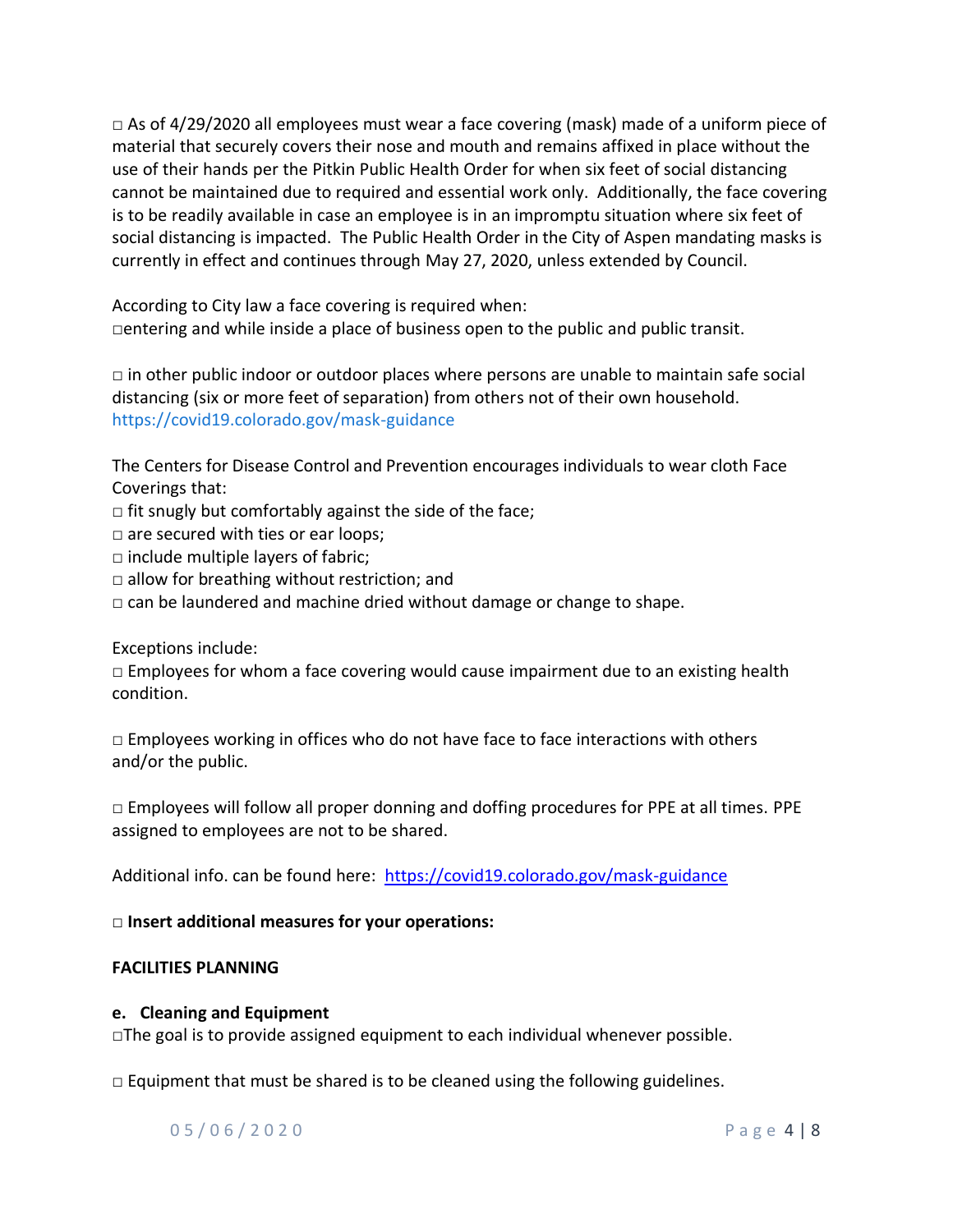□ As of 4/29/2020 all employees must wear a face covering (mask) made of a uniform piece of material that securely covers their nose and mouth and remains affixed in place without the use of their hands per the Pitkin Public Health Order for when six feet of social distancing cannot be maintained due to required and essential work only. Additionally, the face covering is to be readily available in case an employee is in an impromptu situation where six feet of social distancing is impacted. The Public Health Order in the City of Aspen mandating masks is currently in effect and continues through May 27, 2020, unless extended by Council.

According to City law a face covering is required when:
□entering and while inside a place of business open to the public and public transit.

□ in other public indoor or outdoor places where persons are unable to maintain safe social distancing (six or more feet of separation) from others not of their own household. https://covid19.colorado.gov/mask-guidance

The Centers for Disease Control and Prevention encourages individuals to wear cloth Face Coverings that:
□ fit snugly but comfortably against the side of the face;
□ are secured with ties or ear loops;
□ include multiple layers of fabric;
□ allow for breathing without restriction; and
□ can be laundered and machine dried without damage or change to shape.

Exceptions include:
□ Employees for whom a face covering would cause impairment due to an existing health condition.

□ Employees working in offices who do not have face to face interactions with others and/or the public.

□ Employees will follow all proper donning and doffing procedures for PPE at all times. PPE assigned to employees are not to be shared.

Additional info. can be found here: https://covid19.colorado.gov/mask-guidance

□ **Insert additional measures for your operations:**

**FACILITIES PLANNING**

**e. Cleaning and Equipment**
□The goal is to provide assigned equipment to each individual whenever possible.

□ Equipment that must be shared is to be cleaned using the following guidelines.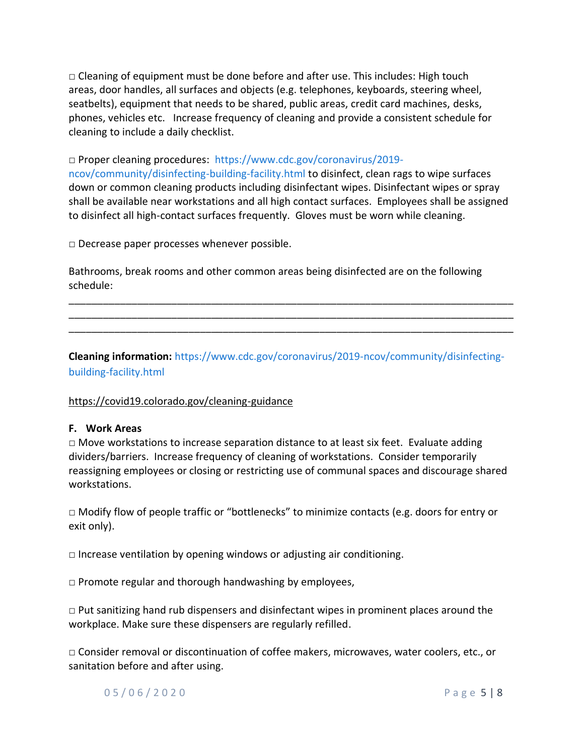□ Cleaning of equipment must be done before and after use. This includes: High touch areas, door handles, all surfaces and objects (e.g. telephones, keyboards, steering wheel, seatbelts), equipment that needs to be shared, public areas, credit card machines, desks, phones, vehicles etc. Increase frequency of cleaning and provide a consistent schedule for cleaning to include a daily checklist.

□ Proper cleaning procedures: https://www.cdc.gov/coronavirus/2019-ncov/community/disinfecting-building-facility.html to disinfect, clean rags to wipe surfaces down or common cleaning products including disinfectant wipes. Disinfectant wipes or spray shall be available near workstations and all high contact surfaces. Employees shall be assigned to disinfect all high-contact surfaces frequently. Gloves must be worn while cleaning.

□ Decrease paper processes whenever possible.

Bathrooms, break rooms and other common areas being disinfected are on the following schedule:

\_\_\_\_\_\_\_\_\_\_\_\_\_\_\_\_\_\_\_\_\_\_\_\_\_\_\_\_\_\_\_\_\_\_\_\_\_\_\_\_\_\_\_\_\_\_\_\_\_\_\_\_\_\_\_\_\_\_\_\_\_\_\_\_\_\_\_\_\_\_\_\_\_\_\_\_
\_\_\_\_\_\_\_\_\_\_\_\_\_\_\_\_\_\_\_\_\_\_\_\_\_\_\_\_\_\_\_\_\_\_\_\_\_\_\_\_\_\_\_\_\_\_\_\_\_\_\_\_\_\_\_\_\_\_\_\_\_\_\_\_\_\_\_\_\_\_\_\_\_\_\_\_
\_\_\_\_\_\_\_\_\_\_\_\_\_\_\_\_\_\_\_\_\_\_\_\_\_\_\_\_\_\_\_\_\_\_\_\_\_\_\_\_\_\_\_\_\_\_\_\_\_\_\_\_\_\_\_\_\_\_\_\_\_\_\_\_\_\_\_\_\_\_\_\_\_\_\_\_

**Cleaning information:** https://www.cdc.gov/coronavirus/2019-ncov/community/disinfecting-building-facility.html

https://covid19.colorado.gov/cleaning-guidance

**F. Work Areas**

□ Move workstations to increase separation distance to at least six feet. Evaluate adding dividers/barriers. Increase frequency of cleaning of workstations. Consider temporarily reassigning employees or closing or restricting use of communal spaces and discourage shared workstations.

□ Modify flow of people traffic or "bottlenecks" to minimize contacts (e.g. doors for entry or exit only).

□ Increase ventilation by opening windows or adjusting air conditioning.

□ Promote regular and thorough handwashing by employees,

□ Put sanitizing hand rub dispensers and disinfectant wipes in prominent places around the workplace. Make sure these dispensers are regularly refilled.

□ Consider removal or discontinuation of coffee makers, microwaves, water coolers, etc., or sanitation before and after using.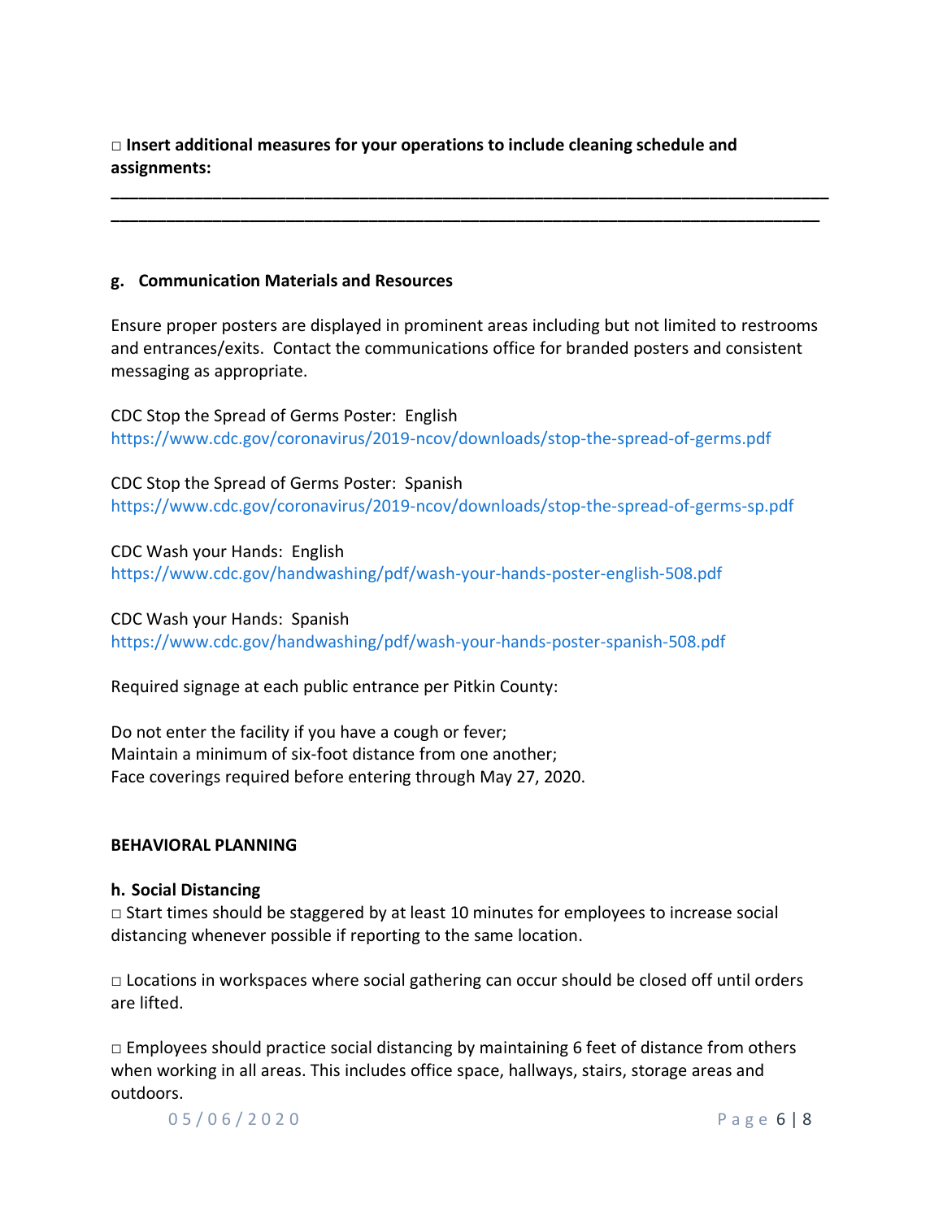□ **Insert additional measures for your operations to include cleaning schedule and assignments:**

\_\_\_\_\_\_\_\_\_\_\_\_\_\_\_\_\_\_\_\_\_\_\_\_\_\_\_\_\_\_\_\_\_\_\_\_\_\_\_\_\_\_\_\_\_\_\_\_\_\_\_\_\_\_\_\_\_\_\_\_\_\_\_\_\_\_\_\_\_\_\_\_\_\_\_\_\_\_

\_\_\_\_\_\_\_\_\_\_\_\_\_\_\_\_\_\_\_\_\_\_\_\_\_\_\_\_\_\_\_\_\_\_\_\_\_\_\_\_\_\_\_\_\_\_\_\_\_\_\_\_\_\_\_\_\_\_\_\_\_\_\_\_\_\_\_\_\_\_\_\_\_\_\_\_\_\_

### g. Communication Materials and Resources

Ensure proper posters are displayed in prominent areas including but not limited to restrooms and entrances/exits. Contact the communications office for branded posters and consistent messaging as appropriate.

CDC Stop the Spread of Germs Poster: English
https://www.cdc.gov/coronavirus/2019-ncov/downloads/stop-the-spread-of-germs.pdf

CDC Stop the Spread of Germs Poster: Spanish
https://www.cdc.gov/coronavirus/2019-ncov/downloads/stop-the-spread-of-germs-sp.pdf

CDC Wash your Hands: English
https://www.cdc.gov/handwashing/pdf/wash-your-hands-poster-english-508.pdf

CDC Wash your Hands: Spanish
https://www.cdc.gov/handwashing/pdf/wash-your-hands-poster-spanish-508.pdf

Required signage at each public entrance per Pitkin County:

Do not enter the facility if you have a cough or fever;
Maintain a minimum of six-foot distance from one another;
Face coverings required before entering through May 27, 2020.

## BEHAVIORAL PLANNING

### h. Social Distancing

□ Start times should be staggered by at least 10 minutes for employees to increase social distancing whenever possible if reporting to the same location.

□ Locations in workspaces where social gathering can occur should be closed off until orders are lifted.

□ Employees should practice social distancing by maintaining 6 feet of distance from others when working in all areas. This includes office space, hallways, stairs, storage areas and outdoors.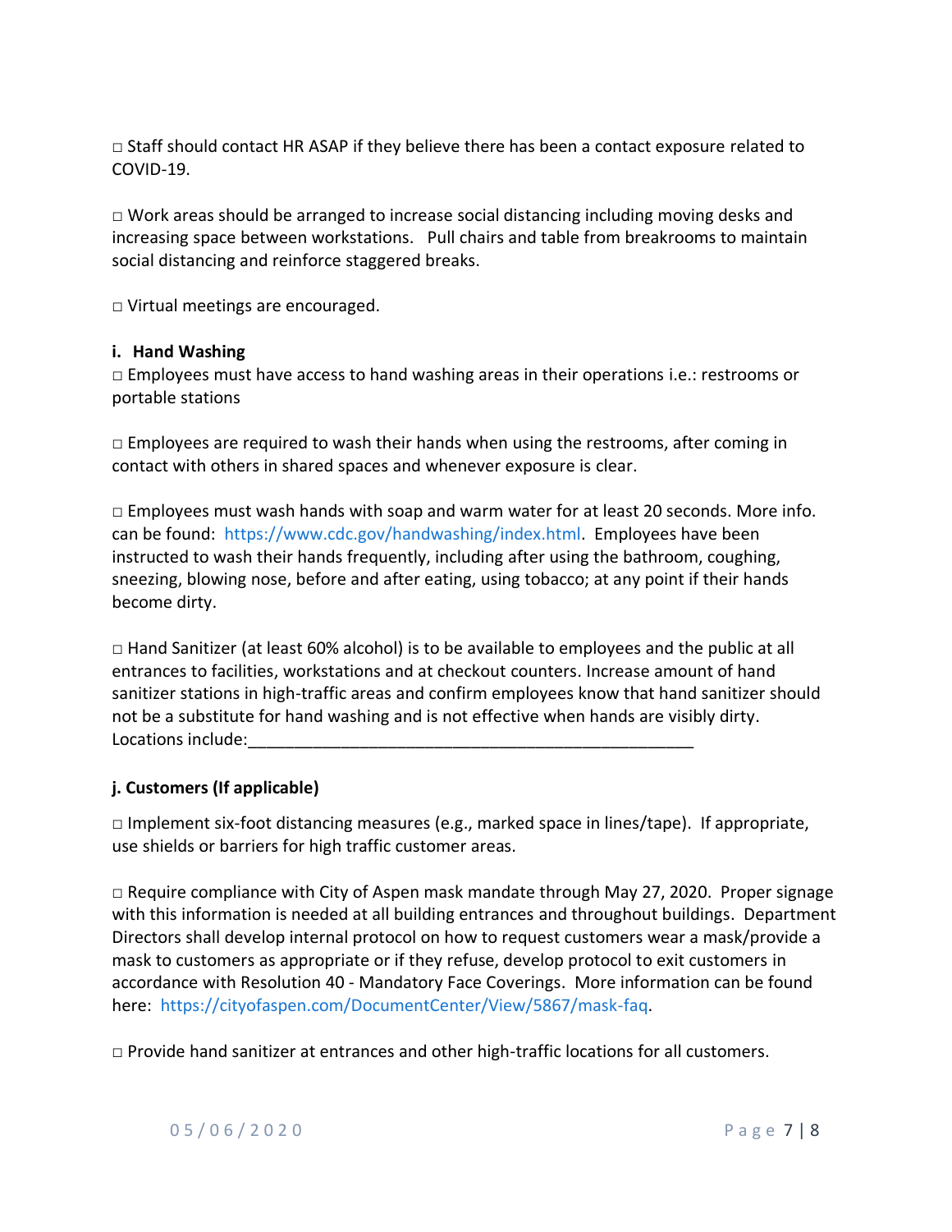□ Staff should contact HR ASAP if they believe there has been a contact exposure related to COVID-19.

□ Work areas should be arranged to increase social distancing including moving desks and increasing space between workstations. Pull chairs and table from breakrooms to maintain social distancing and reinforce staggered breaks.

□ Virtual meetings are encouraged.

**i. Hand Washing**

□ Employees must have access to hand washing areas in their operations i.e.: restrooms or portable stations

□ Employees are required to wash their hands when using the restrooms, after coming in contact with others in shared spaces and whenever exposure is clear.

□ Employees must wash hands with soap and warm water for at least 20 seconds. More info. can be found: https://www.cdc.gov/handwashing/index.html. Employees have been instructed to wash their hands frequently, including after using the bathroom, coughing, sneezing, blowing nose, before and after eating, using tobacco; at any point if their hands become dirty.

□ Hand Sanitizer (at least 60% alcohol) is to be available to employees and the public at all entrances to facilities, workstations and at checkout counters. Increase amount of hand sanitizer stations in high-traffic areas and confirm employees know that hand sanitizer should not be a substitute for hand washing and is not effective when hands are visibly dirty. Locations include:_________________________________________________

**j. Customers (If applicable)**

□ Implement six-foot distancing measures (e.g., marked space in lines/tape). If appropriate, use shields or barriers for high traffic customer areas.

□ Require compliance with City of Aspen mask mandate through May 27, 2020. Proper signage with this information is needed at all building entrances and throughout buildings. Department Directors shall develop internal protocol on how to request customers wear a mask/provide a mask to customers as appropriate or if they refuse, develop protocol to exit customers in accordance with Resolution 40 - Mandatory Face Coverings. More information can be found here: https://cityofaspen.com/DocumentCenter/View/5867/mask-faq.

□ Provide hand sanitizer at entrances and other high-traffic locations for all customers.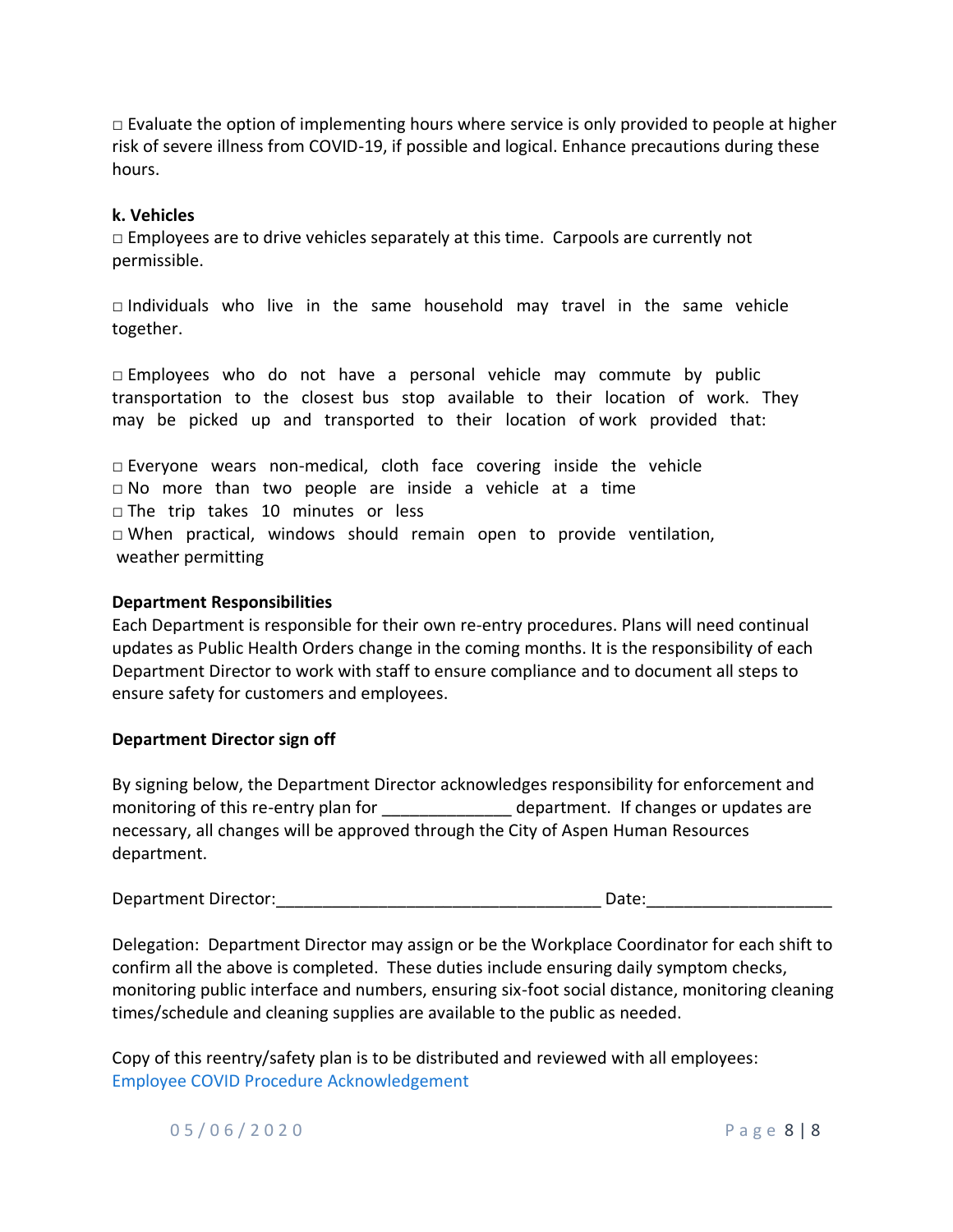□ Evaluate the option of implementing hours where service is only provided to people at higher risk of severe illness from COVID-19, if possible and logical. Enhance precautions during these hours.

**k. Vehicles**

□ Employees are to drive vehicles separately at this time. Carpools are currently not permissible.

□ Individuals who live in the same household may travel in the same vehicle together.

□ Employees who do not have a personal vehicle may commute by public transportation to the closest bus stop available to their location of work. They may be picked up and transported to their location of work provided that:

□ Everyone wears non-medical, cloth face covering inside the vehicle
□ No more than two people are inside a vehicle at a time
□ The trip takes 10 minutes or less
□ When practical, windows should remain open to provide ventilation, weather permitting

**Department Responsibilities**

Each Department is responsible for their own re-entry procedures. Plans will need continual updates as Public Health Orders change in the coming months. It is the responsibility of each Department Director to work with staff to ensure compliance and to document all steps to ensure safety for customers and employees.

**Department Director sign off**

By signing below, the Department Director acknowledges responsibility for enforcement and monitoring of this re-entry plan for ______________ department. If changes or updates are necessary, all changes will be approved through the City of Aspen Human Resources department.

Department Director:___________________________________ Date:____________________

Delegation: Department Director may assign or be the Workplace Coordinator for each shift to confirm all the above is completed. These duties include ensuring daily symptom checks, monitoring public interface and numbers, ensuring six-foot social distance, monitoring cleaning times/schedule and cleaning supplies are available to the public as needed.

Copy of this reentry/safety plan is to be distributed and reviewed with all employees: Employee COVID Procedure Acknowledgement